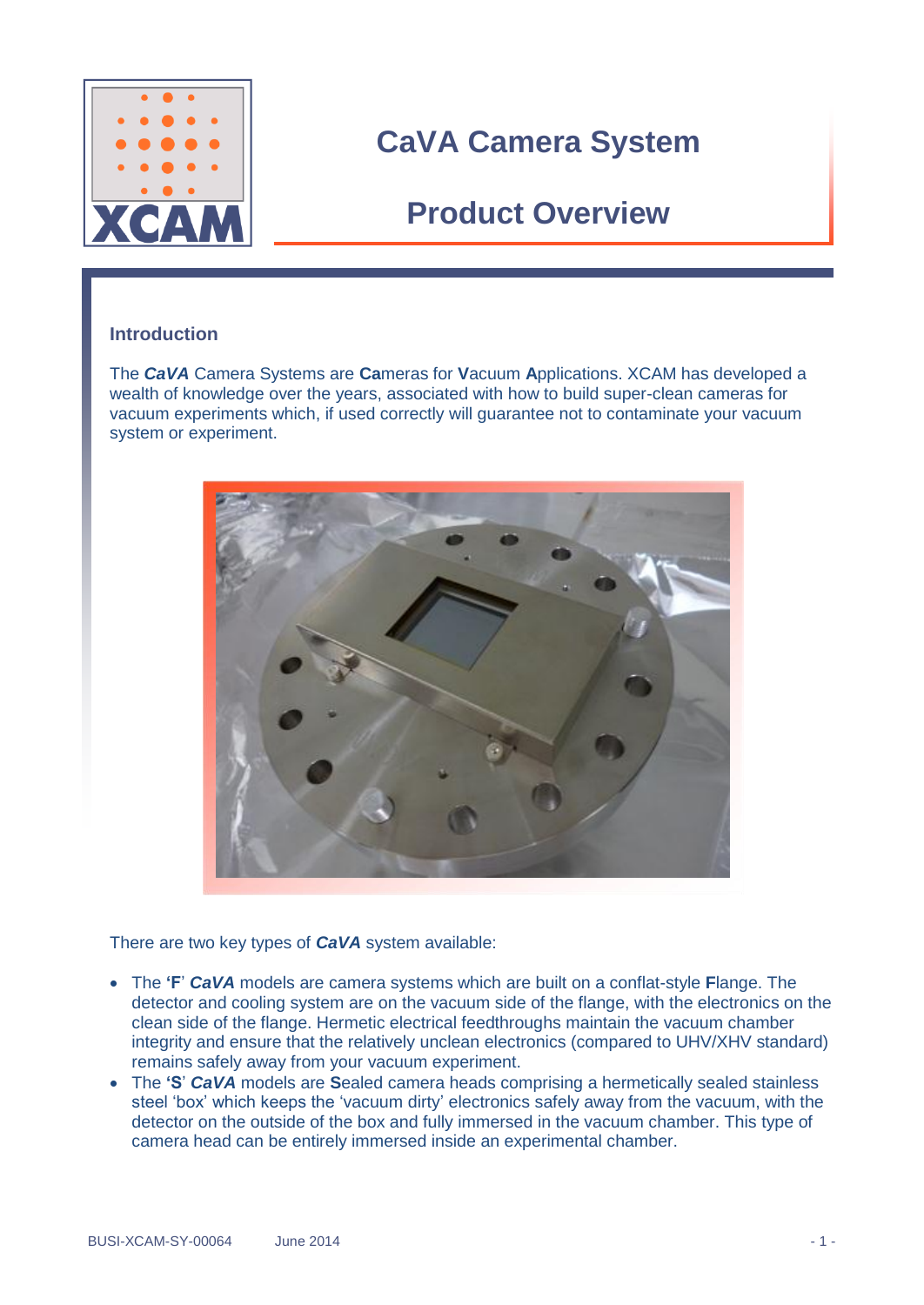# CaVA Camera System

## Product Overview

### Introduction

The ***CaVA*** Camera Systems are **Ca**meras for **V**acuum **A**pplications. XCAM has developed a wealth of knowledge over the years, associated with how to build super-clean cameras for vacuum experiments which, if used correctly will guarantee not to contaminate your vacuum system or experiment.

There are two key types of ***CaVA*** system available:

- The **'F'** ***CaVA*** models are camera systems which are built on a conflat-style **F**lange. The detector and cooling system are on the vacuum side of the flange, with the electronics on the clean side of the flange. Hermetic electrical feedthroughs maintain the vacuum chamber integrity and ensure that the relatively unclean electronics (compared to UHV/XHV standard) remains safely away from your vacuum experiment.
- The **'S'** ***CaVA*** models are **S**ealed camera heads comprising a hermetically sealed stainless steel 'box' which keeps the 'vacuum dirty' electronics safely away from the vacuum, with the detector on the outside of the box and fully immersed in the vacuum chamber. This type of camera head can be entirely immersed inside an experimental chamber.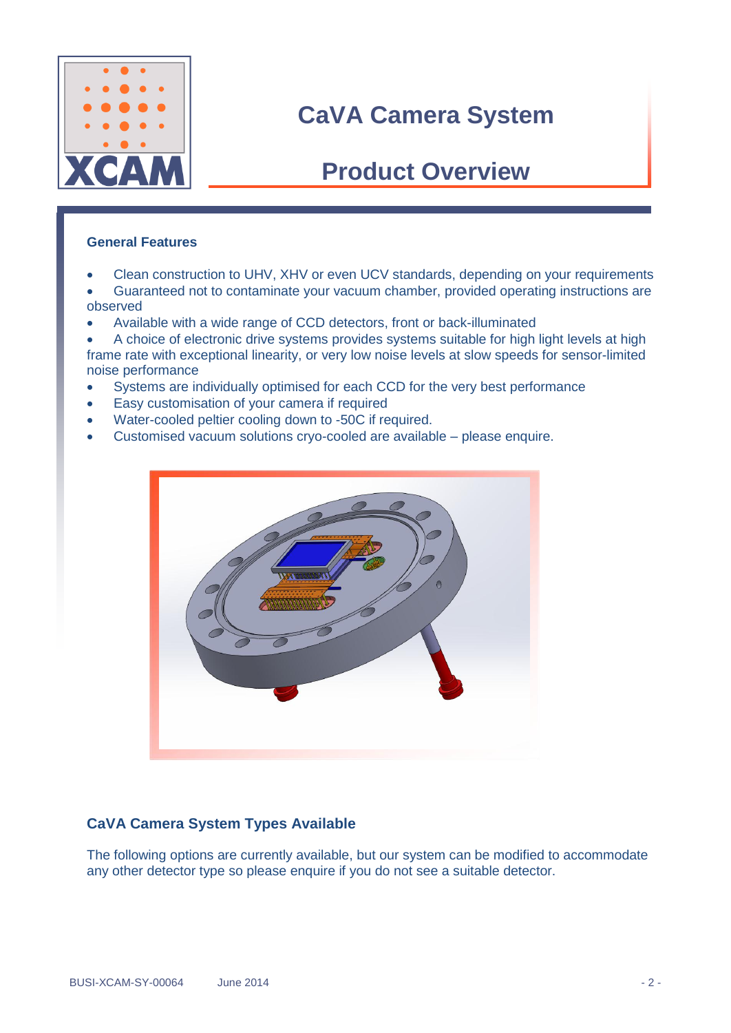# CaVA Camera System

## Product Overview

### General Features

- Clean construction to UHV, XHV or even UCV standards, depending on your requirements
- Guaranteed not to contaminate your vacuum chamber, provided operating instructions are observed
- Available with a wide range of CCD detectors, front or back-illuminated
- A choice of electronic drive systems provides systems suitable for high light levels at high frame rate with exceptional linearity, or very low noise levels at slow speeds for sensor-limited noise performance
- Systems are individually optimised for each CCD for the very best performance
- Easy customisation of your camera if required
- Water-cooled peltier cooling down to -50C if required.
- Customised vacuum solutions cryo-cooled are available – please enquire.

### CaVA Camera System Types Available

The following options are currently available, but our system can be modified to accommodate any other detector type so please enquire if you do not see a suitable detector.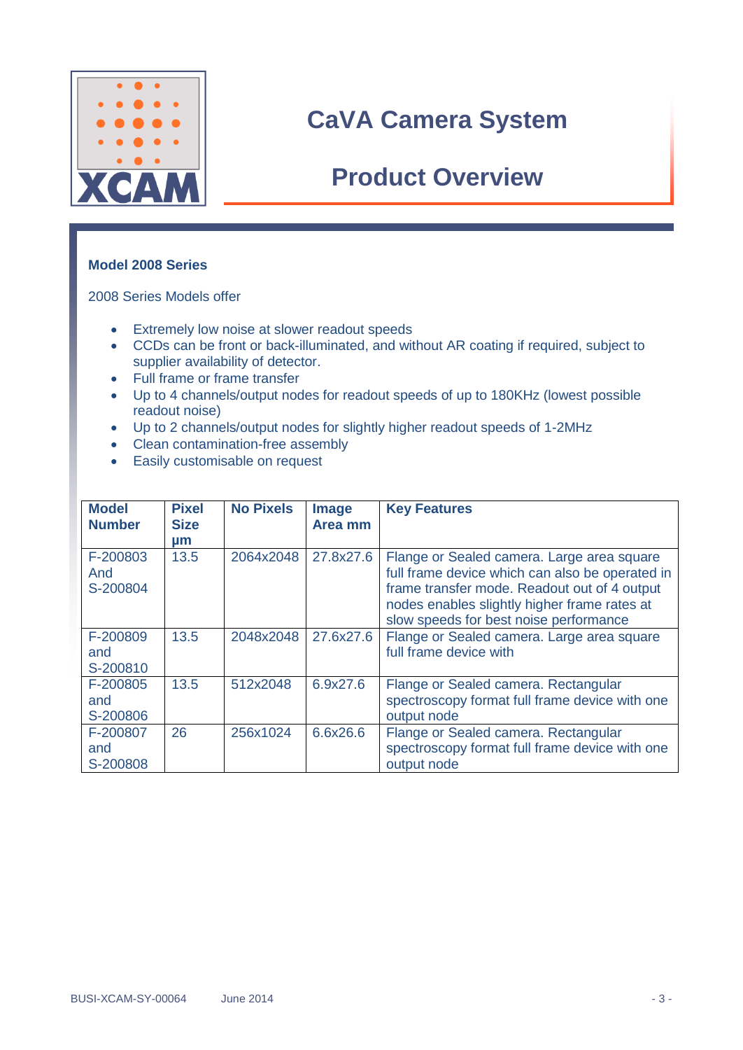# CaVA Camera System

## Product Overview

### Model 2008 Series

2008 Series Models offer

- Extremely low noise at slower readout speeds
- CCDs can be front or back-illuminated, and without AR coating if required, subject to supplier availability of detector.
- Full frame or frame transfer
- Up to 4 channels/output nodes for readout speeds of up to 180KHz (lowest possible readout noise)
- Up to 2 channels/output nodes for slightly higher readout speeds of 1-2MHz
- Clean contamination-free assembly
- Easily customisable on request

| Model Number | Pixel Size µm | No Pixels | Image Area mm | Key Features |
|---|---|---|---|---|
| F-200803 And S-200804 | 13.5 | 2064x2048 | 27.8x27.6 | Flange or Sealed camera. Large area square full frame device which can also be operated in frame transfer mode. Readout out of 4 output nodes enables slightly higher frame rates at slow speeds for best noise performance |
| F-200809 and S-200810 | 13.5 | 2048x2048 | 27.6x27.6 | Flange or Sealed camera. Large area square full frame device with |
| F-200805 and S-200806 | 13.5 | 512x2048 | 6.9x27.6 | Flange or Sealed camera. Rectangular spectroscopy format full frame device with one output node |
| F-200807 and S-200808 | 26 | 256x1024 | 6.6x26.6 | Flange or Sealed camera. Rectangular spectroscopy format full frame device with one output node |

BUSI-XCAM-SY-00064 June 2014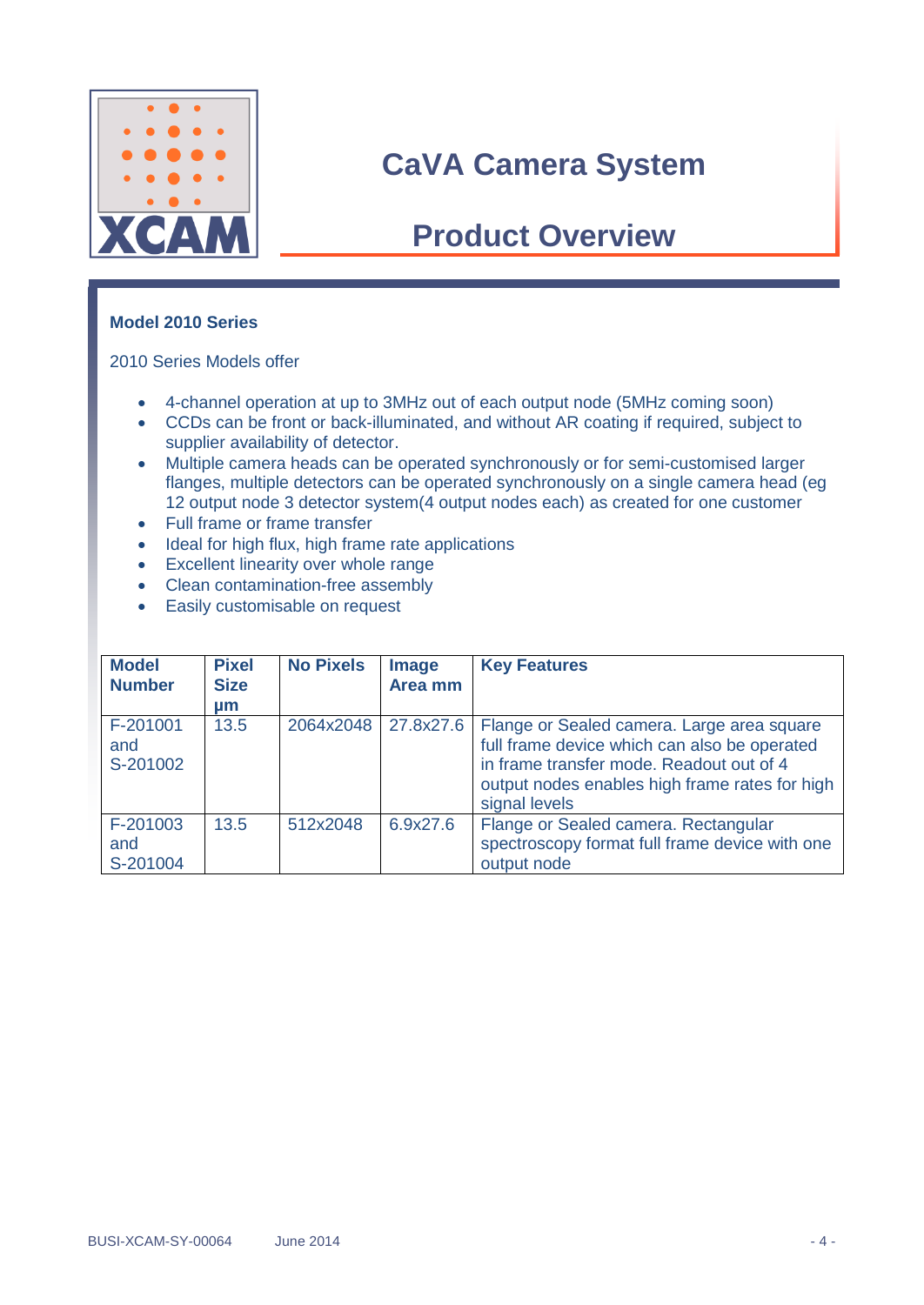# CaVA Camera System

## Product Overview

### Model 2010 Series

2010 Series Models offer

- 4-channel operation at up to 3MHz out of each output node (5MHz coming soon)
- CCDs can be front or back-illuminated, and without AR coating if required, subject to supplier availability of detector.
- Multiple camera heads can be operated synchronously or for semi-customised larger flanges, multiple detectors can be operated synchronously on a single camera head (eg 12 output node 3 detector system(4 output nodes each) as created for one customer
- Full frame or frame transfer
- Ideal for high flux, high frame rate applications
- Excellent linearity over whole range
- Clean contamination-free assembly
- Easily customisable on request

| Model Number | Pixel Size µm | No Pixels | Image Area mm | Key Features |
|---|---|---|---|---|
| F-201001 and S-201002 | 13.5 | 2064x2048 | 27.8x27.6 | Flange or Sealed camera. Large area square full frame device which can also be operated in frame transfer mode. Readout out of 4 output nodes enables high frame rates for high signal levels |
| F-201003 and S-201004 | 13.5 | 512x2048 | 6.9x27.6 | Flange or Sealed camera. Rectangular spectroscopy format full frame device with one output node |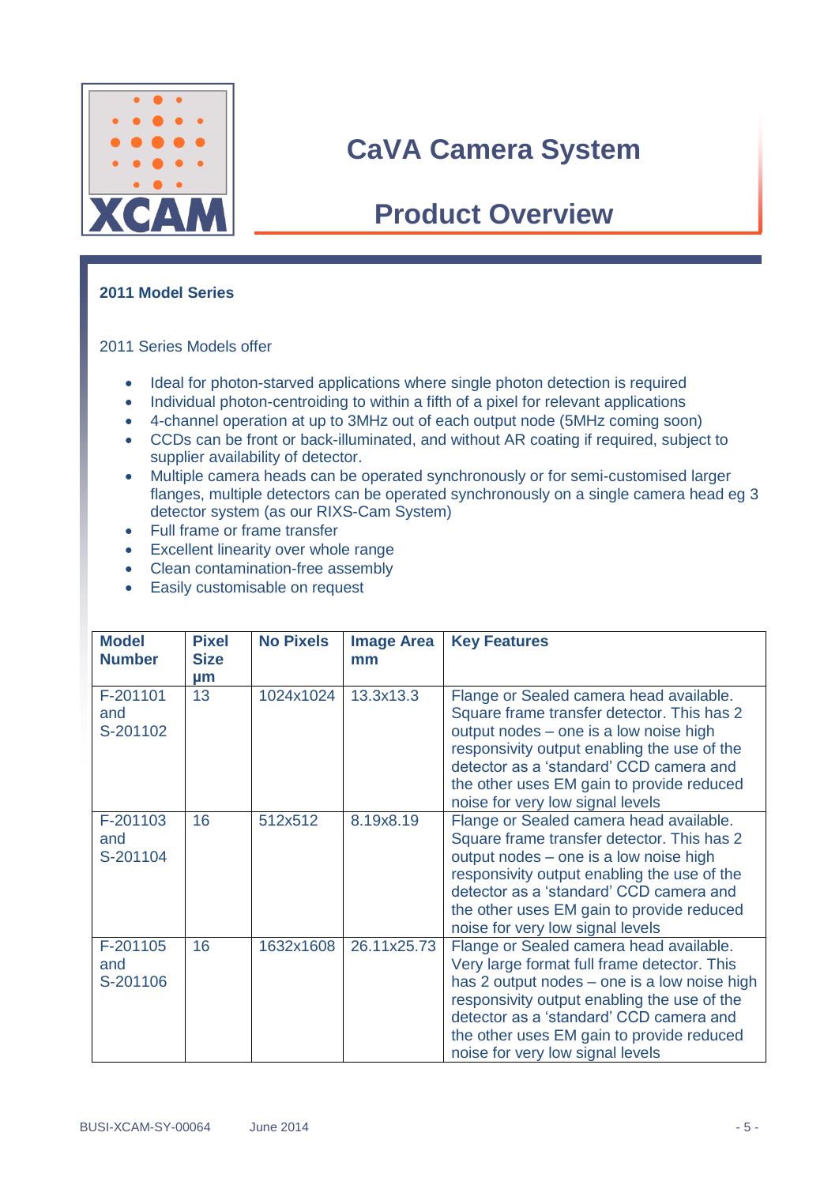# CaVA Camera System

## Product Overview

**2011 Model Series**

2011 Series Models offer

- Ideal for photon-starved applications where single photon detection is required
- Individual photon-centroiding to within a fifth of a pixel for relevant applications
- 4-channel operation at up to 3MHz out of each output node (5MHz coming soon)
- CCDs can be front or back-illuminated, and without AR coating if required, subject to supplier availability of detector.
- Multiple camera heads can be operated synchronously or for semi-customised larger flanges, multiple detectors can be operated synchronously on a single camera head eg 3 detector system (as our RIXS-Cam System)
- Full frame or frame transfer
- Excellent linearity over whole range
- Clean contamination-free assembly
- Easily customisable on request

| Model Number | Pixel Size µm | No Pixels | Image Area mm | Key Features |
|---|---|---|---|---|
| F-201101 and S-201102 | 13 | 1024x1024 | 13.3x13.3 | Flange or Sealed camera head available. Square frame transfer detector. This has 2 output nodes – one is a low noise high responsivity output enabling the use of the detector as a 'standard' CCD camera and the other uses EM gain to provide reduced noise for very low signal levels |
| F-201103 and S-201104 | 16 | 512x512 | 8.19x8.19 | Flange or Sealed camera head available. Square frame transfer detector. This has 2 output nodes – one is a low noise high responsivity output enabling the use of the detector as a 'standard' CCD camera and the other uses EM gain to provide reduced noise for very low signal levels |
| F-201105 and S-201106 | 16 | 1632x1608 | 26.11x25.73 | Flange or Sealed camera head available. Very large format full frame detector. This has 2 output nodes – one is a low noise high responsivity output enabling the use of the detector as a 'standard' CCD camera and the other uses EM gain to provide reduced noise for very low signal levels |